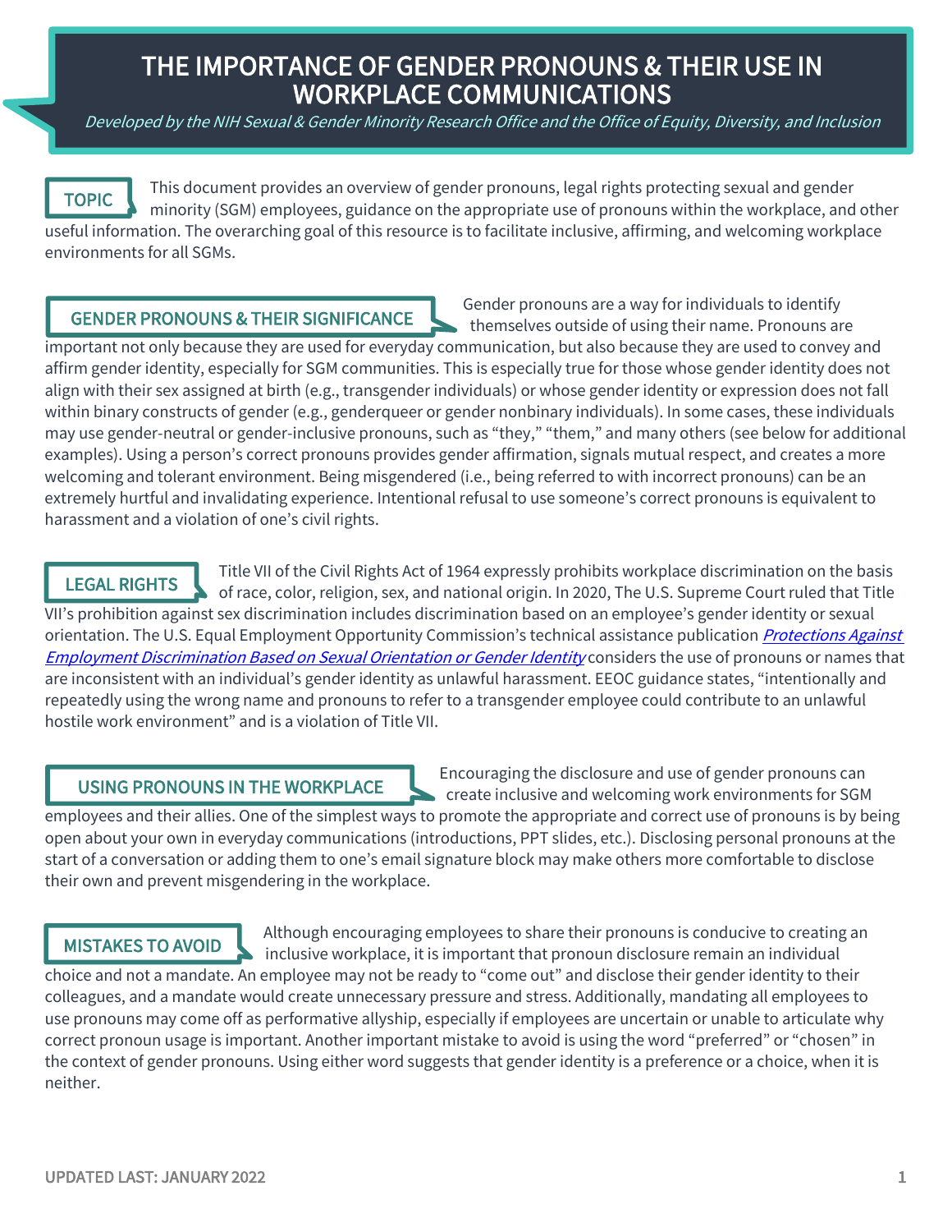# THE IMPORTANCE OF GENDER PRONOUNS & THEIR USE IN WORKPLACE COMMUNICATIONS

*Developed by the NIH Sexual & Gender Minority Research Office and the Office of Equity, Diversity, and Inclusion*

## TOPIC

This document provides an overview of gender pronouns, legal rights protecting sexual and gender minority (SGM) employees, guidance on the appropriate use of pronouns within the workplace, and other useful information. The overarching goal of this resource is to facilitate inclusive, affirming, and welcoming workplace environments for all SGMs.

## GENDER PRONOUNS & THEIR SIGNIFICANCE

Gender pronouns are a way for individuals to identify themselves outside of using their name. Pronouns are important not only because they are used for everyday communication, but also because they are used to convey and affirm gender identity, especially for SGM communities. This is especially true for those whose gender identity does not align with their sex assigned at birth (e.g., transgender individuals) or whose gender identity or expression does not fall within binary constructs of gender (e.g., genderqueer or gender nonbinary individuals). In some cases, these individuals may use gender-neutral or gender-inclusive pronouns, such as "they," "them," and many others (see below for additional examples). Using a person's correct pronouns provides gender affirmation, signals mutual respect, and creates a more welcoming and tolerant environment. Being misgendered (i.e., being referred to with incorrect pronouns) can be an extremely hurtful and invalidating experience. Intentional refusal to use someone's correct pronouns is equivalent to harassment and a violation of one's civil rights.

## LEGAL RIGHTS

Title VII of the Civil Rights Act of 1964 expressly prohibits workplace discrimination on the basis of race, color, religion, sex, and national origin. In 2020, The U.S. Supreme Court ruled that Title VII's prohibition against sex discrimination includes discrimination based on an employee's gender identity or sexual orientation. The U.S. Equal Employment Opportunity Commission's technical assistance publication *Protections Against Employment Discrimination Based on Sexual Orientation or Gender Identity* considers the use of pronouns or names that are inconsistent with an individual's gender identity as unlawful harassment. EEOC guidance states, "intentionally and repeatedly using the wrong name and pronouns to refer to a transgender employee could contribute to an unlawful hostile work environment" and is a violation of Title VII.

## USING PRONOUNS IN THE WORKPLACE

Encouraging the disclosure and use of gender pronouns can create inclusive and welcoming work environments for SGM employees and their allies. One of the simplest ways to promote the appropriate and correct use of pronouns is by being open about your own in everyday communications (introductions, PPT slides, etc.). Disclosing personal pronouns at the start of a conversation or adding them to one's email signature block may make others more comfortable to disclose their own and prevent misgendering in the workplace.

## MISTAKES TO AVOID

Although encouraging employees to share their pronouns is conducive to creating an inclusive workplace, it is important that pronoun disclosure remain an individual choice and not a mandate. An employee may not be ready to "come out" and disclose their gender identity to their colleagues, and a mandate would create unnecessary pressure and stress. Additionally, mandating all employees to use pronouns may come off as performative allyship, especially if employees are uncertain or unable to articulate why correct pronoun usage is important. Another important mistake to avoid is using the word "preferred" or "chosen" in the context of gender pronouns. Using either word suggests that gender identity is a preference or a choice, when it is neither.

UPDATED LAST: JANUARY 2022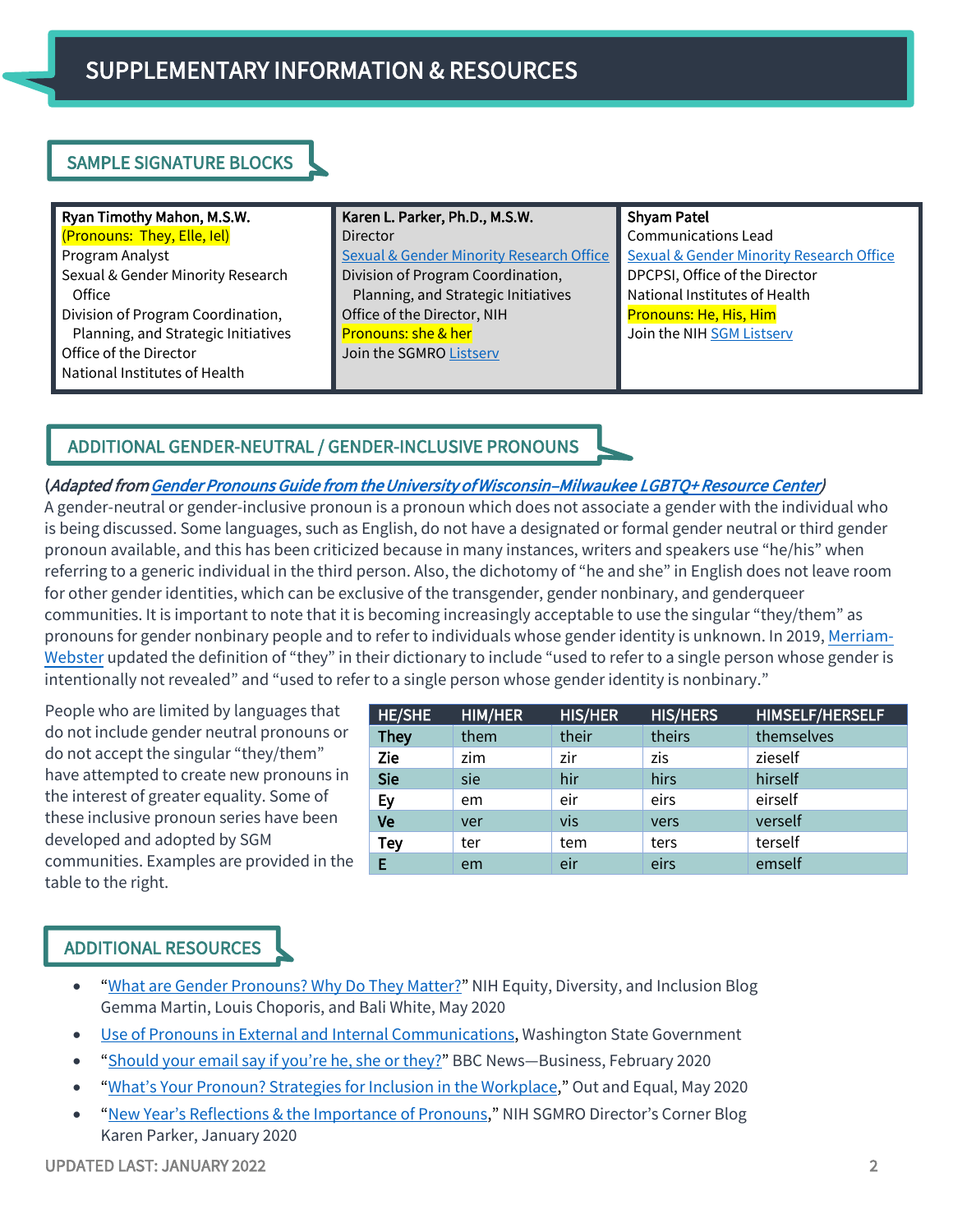# SUPPLEMENTARY INFORMATION & RESOURCES

## SAMPLE SIGNATURE BLOCKS

| | | |
|---|---|---|
| Ryan Timothy Mahon, M.S.W.<br>(Pronouns: They, Elle, Iel)<br>Program Analyst<br>Sexual & Gender Minority Research Office<br>Division of Program Coordination, Planning, and Strategic Initiatives<br>Office of the Director<br>National Institutes of Health | Karen L. Parker, Ph.D., M.S.W.<br>Director<br>Sexual & Gender Minority Research Office<br>Division of Program Coordination, Planning, and Strategic Initiatives<br>Office of the Director, NIH<br>Pronouns: she & her<br>Join the SGMRO Listserv | Shyam Patel<br>Communications Lead<br>Sexual & Gender Minority Research Office<br>DPCPSI, Office of the Director<br>National Institutes of Health<br>Pronouns: He, His, Him<br>Join the NIH SGM Listserv |

## ADDITIONAL GENDER-NEUTRAL / GENDER-INCLUSIVE PRONOUNS

(*Adapted from Gender Pronouns Guide from the University of Wisconsin–Milwaukee LGBTQ+ Resource Center*)

A gender-neutral or gender-inclusive pronoun is a pronoun which does not associate a gender with the individual who is being discussed. Some languages, such as English, do not have a designated or formal gender neutral or third gender pronoun available, and this has been criticized because in many instances, writers and speakers use "he/his" when referring to a generic individual in the third person. Also, the dichotomy of "he and she" in English does not leave room for other gender identities, which can be exclusive of the transgender, gender nonbinary, and genderqueer communities. It is important to note that it is becoming increasingly acceptable to use the singular "they/them" as pronouns for gender nonbinary people and to refer to individuals whose gender identity is unknown. In 2019, Merriam-Webster updated the definition of "they" in their dictionary to include "used to refer to a single person whose gender is intentionally not revealed" and "used to refer to a single person whose gender identity is nonbinary."

People who are limited by languages that do not include gender neutral pronouns or do not accept the singular "they/them" have attempted to create new pronouns in the interest of greater equality. Some of these inclusive pronoun series have been developed and adopted by SGM communities. Examples are provided in the table to the right.

| HE/SHE | HIM/HER | HIS/HER | HIS/HERS | HIMSELF/HERSELF |
|---|---|---|---|---|
| **They** | them | their | theirs | themselves |
| **Zie** | zim | zir | zis | zieself |
| **Sie** | sie | hir | hirs | hirself |
| **Ey** | em | eir | eirs | eirself |
| **Ve** | ver | vis | vers | verself |
| **Tey** | ter | tem | ters | terself |
| **E** | em | eir | eirs | emself |

## ADDITIONAL RESOURCES

- "What are Gender Pronouns? Why Do They Matter?" NIH Equity, Diversity, and Inclusion Blog Gemma Martin, Louis Choporis, and Bali White, May 2020
- Use of Pronouns in External and Internal Communications, Washington State Government
- "Should your email say if you're he, she or they?" BBC News—Business, February 2020
- "What's Your Pronoun? Strategies for Inclusion in the Workplace," Out and Equal, May 2020
- "New Year's Reflections & the Importance of Pronouns," NIH SGMRO Director's Corner Blog Karen Parker, January 2020

UPDATED LAST: JANUARY 2022